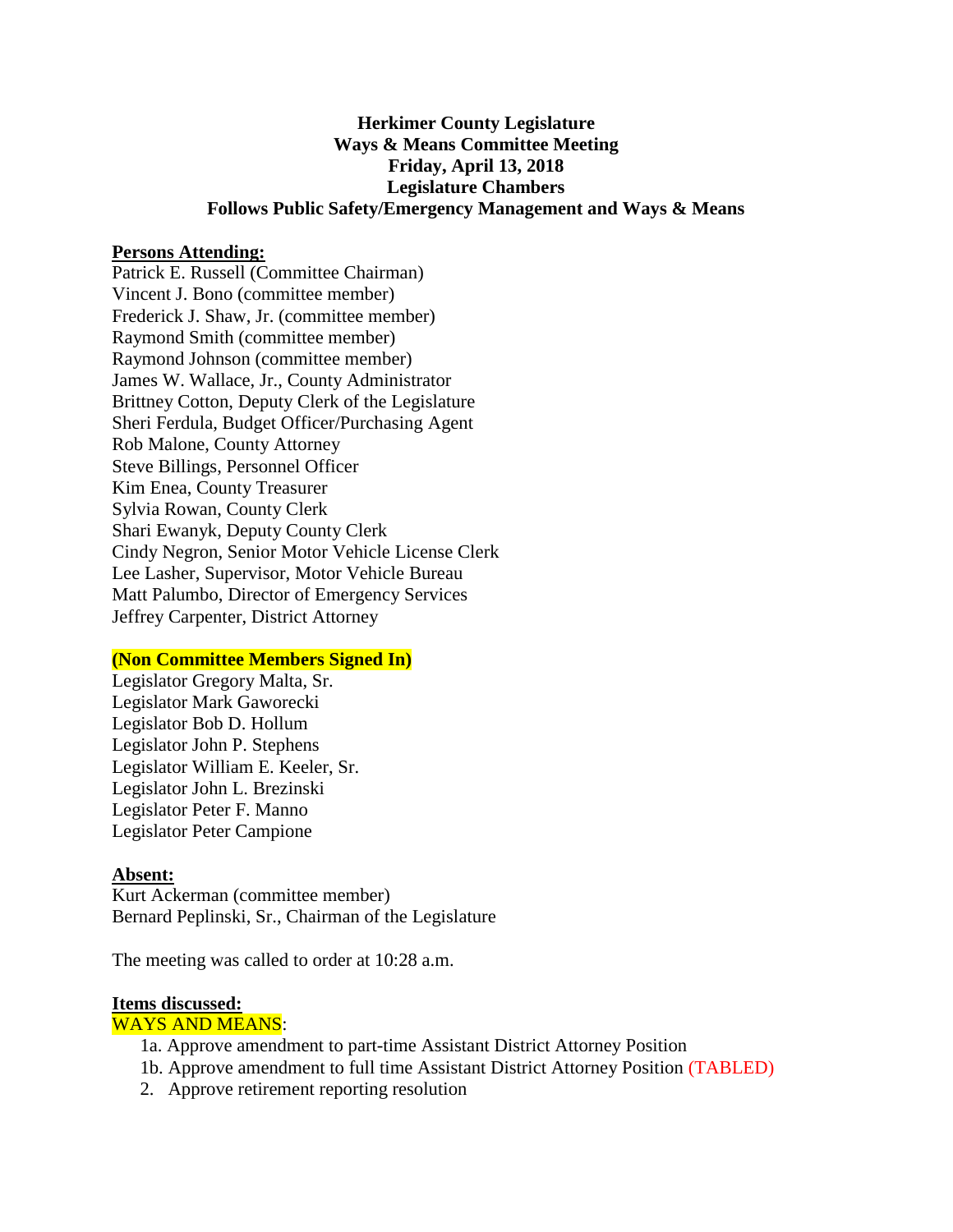**Herkimer County Legislature**
**Ways & Means Committee Meeting**
**Friday, April 13, 2018**
**Legislature Chambers**
**Follows Public Safety/Emergency Management and Ways & Means**

**Persons Attending:**

Patrick E. Russell (Committee Chairman)
Vincent J. Bono (committee member)
Frederick J. Shaw, Jr. (committee member)
Raymond Smith (committee member)
Raymond Johnson (committee member)
James W. Wallace, Jr., County Administrator
Brittney Cotton, Deputy Clerk of the Legislature
Sheri Ferdula, Budget Officer/Purchasing Agent
Rob Malone, County Attorney
Steve Billings, Personnel Officer
Kim Enea, County Treasurer
Sylvia Rowan, County Clerk
Shari Ewanyk, Deputy County Clerk
Cindy Negron, Senior Motor Vehicle License Clerk
Lee Lasher, Supervisor, Motor Vehicle Bureau
Matt Palumbo, Director of Emergency Services
Jeffrey Carpenter, District Attorney

**(Non Committee Members Signed In)**

Legislator Gregory Malta, Sr.
Legislator Mark Gaworecki
Legislator Bob D. Hollum
Legislator John P. Stephens
Legislator William E. Keeler, Sr.
Legislator John L. Brezinski
Legislator Peter F. Manno
Legislator Peter Campione

**Absent:**

Kurt Ackerman (committee member)
Bernard Peplinski, Sr., Chairman of the Legislature

The meeting was called to order at 10:28 a.m.

**Items discussed:**

WAYS AND MEANS:

1a. Approve amendment to part-time Assistant District Attorney Position
1b. Approve amendment to full time Assistant District Attorney Position (TABLED)
2. Approve retirement reporting resolution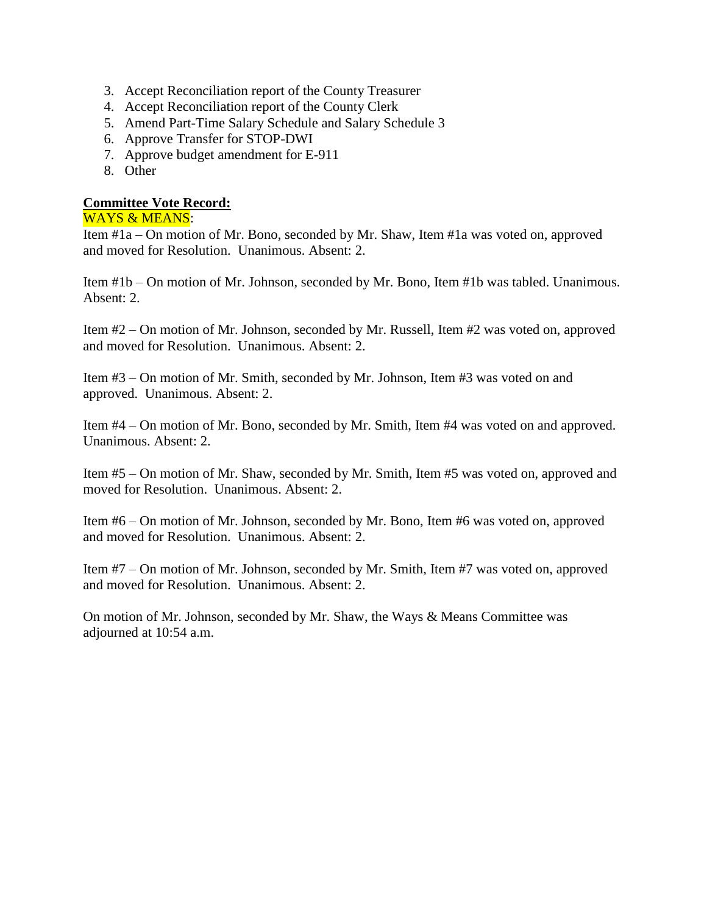3. Accept Reconciliation report of the County Treasurer
4. Accept Reconciliation report of the County Clerk
5. Amend Part-Time Salary Schedule and Salary Schedule 3
6. Approve Transfer for STOP-DWI
7. Approve budget amendment for E-911
8. Other

**Committee Vote Record:**

WAYS & MEANS:

Item #1a – On motion of Mr. Bono, seconded by Mr. Shaw, Item #1a was voted on, approved and moved for Resolution. Unanimous. Absent: 2.

Item #1b – On motion of Mr. Johnson, seconded by Mr. Bono, Item #1b was tabled. Unanimous. Absent: 2.

Item #2 – On motion of Mr. Johnson, seconded by Mr. Russell, Item #2 was voted on, approved and moved for Resolution. Unanimous. Absent: 2.

Item #3 – On motion of Mr. Smith, seconded by Mr. Johnson, Item #3 was voted on and approved. Unanimous. Absent: 2.

Item #4 – On motion of Mr. Bono, seconded by Mr. Smith, Item #4 was voted on and approved. Unanimous. Absent: 2.

Item #5 – On motion of Mr. Shaw, seconded by Mr. Smith, Item #5 was voted on, approved and moved for Resolution. Unanimous. Absent: 2.

Item #6 – On motion of Mr. Johnson, seconded by Mr. Bono, Item #6 was voted on, approved and moved for Resolution. Unanimous. Absent: 2.

Item #7 – On motion of Mr. Johnson, seconded by Mr. Smith, Item #7 was voted on, approved and moved for Resolution. Unanimous. Absent: 2.

On motion of Mr. Johnson, seconded by Mr. Shaw, the Ways & Means Committee was adjourned at 10:54 a.m.